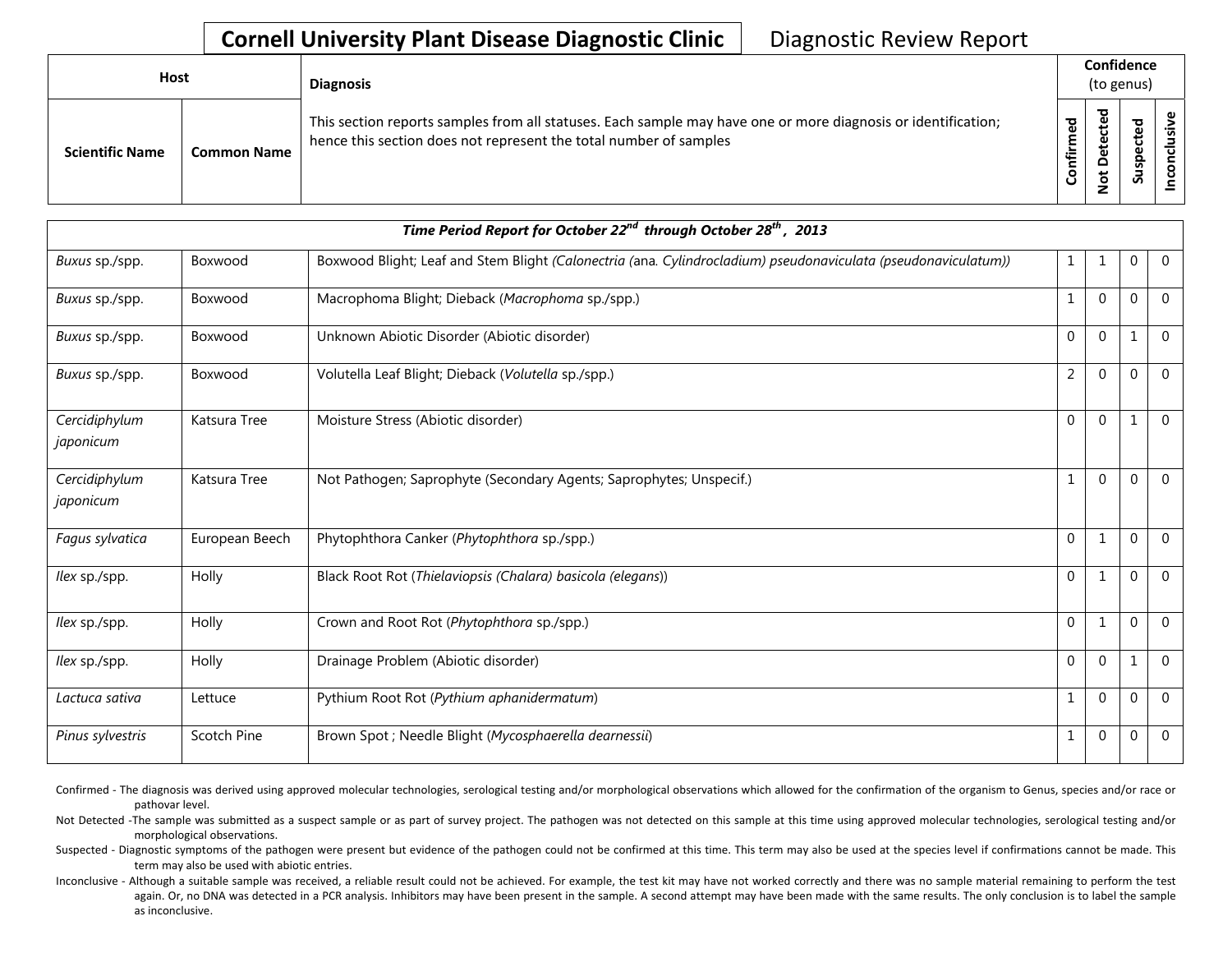# Cornell University Plant Disease Diagnostic Clinic

Diagnostic Review Report

| Host | | Diagnosis | Confidence (to genus) | | | |
|---|---|---|---|---|---|---|
| Scientific Name | Common Name | This section reports samples from all statuses. Each sample may have one or more diagnosis or identification; hence this section does not represent the total number of samples | Confirmed | Not Detected | Suspected | Inconclusive |

| *Time Period Report for October 22nd through October 28th , 2013* | | | | | | |
|---|---|---|---|---|---|---|
| *Buxus* sp./spp. | Boxwood | Boxwood Blight; Leaf and Stem Blight *(Calonectria (ana. Cylindrocladium) pseudonaviculata (pseudonaviculatum))* | 1 | 1 | 0 | 0 |
| *Buxus* sp./spp. | Boxwood | Macrophoma Blight; Dieback (*Macrophoma* sp./spp.) | 1 | 0 | 0 | 0 |
| *Buxus* sp./spp. | Boxwood | Unknown Abiotic Disorder (Abiotic disorder) | 0 | 0 | 1 | 0 |
| *Buxus* sp./spp. | Boxwood | Volutella Leaf Blight; Dieback (*Volutella* sp./spp.) | 2 | 0 | 0 | 0 |
| *Cercidiphylum japonicum* | Katsura Tree | Moisture Stress (Abiotic disorder) | 0 | 0 | 1 | 0 |
| *Cercidiphylum japonicum* | Katsura Tree | Not Pathogen; Saprophyte (Secondary Agents; Saprophytes; Unspecif.) | 1 | 0 | 0 | 0 |
| *Fagus sylvatica* | European Beech | Phytophthora Canker (*Phytophthora* sp./spp.) | 0 | 1 | 0 | 0 |
| *Ilex* sp./spp. | Holly | Black Root Rot (*Thielaviopsis (Chalara) basicola (elegans)*) | 0 | 1 | 0 | 0 |
| *Ilex* sp./spp. | Holly | Crown and Root Rot (*Phytophthora* sp./spp.) | 0 | 1 | 0 | 0 |
| *Ilex* sp./spp. | Holly | Drainage Problem (Abiotic disorder) | 0 | 0 | 1 | 0 |
| *Lactuca sativa* | Lettuce | Pythium Root Rot (*Pythium aphanidermatum*) | 1 | 0 | 0 | 0 |
| *Pinus sylvestris* | Scotch Pine | Brown Spot ; Needle Blight (*Mycosphaerella dearnessii*) | 1 | 0 | 0 | 0 |

Confirmed - The diagnosis was derived using approved molecular technologies, serological testing and/or morphological observations which allowed for the confirmation of the organism to Genus, species and/or race or pathovar level.

Not Detected -The sample was submitted as a suspect sample or as part of survey project. The pathogen was not detected on this sample at this time using approved molecular technologies, serological testing and/or morphological observations.

Suspected - Diagnostic symptoms of the pathogen were present but evidence of the pathogen could not be confirmed at this time. This term may also be used at the species level if confirmations cannot be made. This term may also be used with abiotic entries.

Inconclusive - Although a suitable sample was received, a reliable result could not be achieved. For example, the test kit may have not worked correctly and there was no sample material remaining to perform the test again. Or, no DNA was detected in a PCR analysis. Inhibitors may have been present in the sample. A second attempt may have been made with the same results. The only conclusion is to label the sample as inconclusive.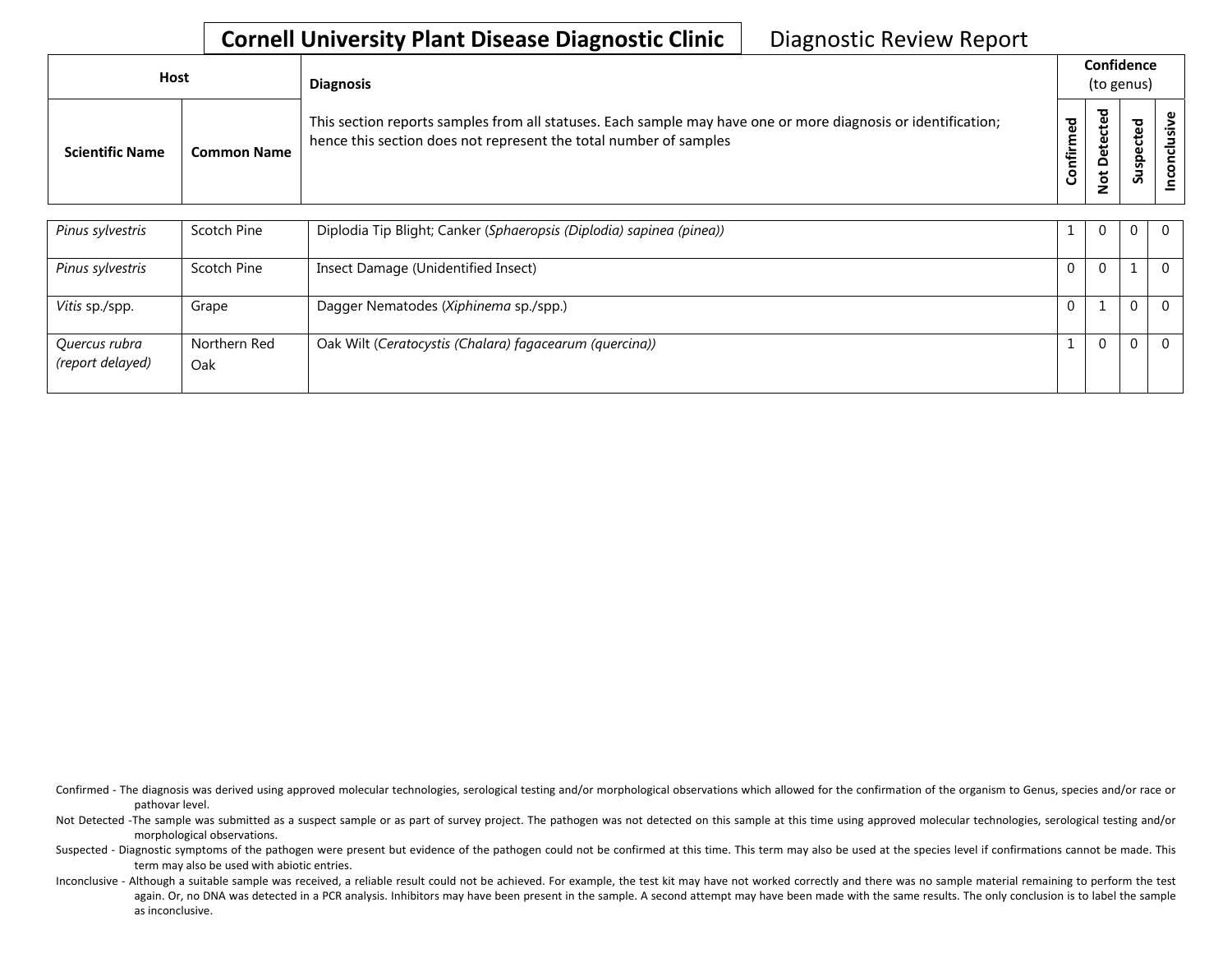**Cornell University Plant Disease Diagnostic Clinic** Diagnostic Review Report

| Host | | Diagnosis | Confidence (to genus) | | | |
|---|---|---|---|---|---|---|
| Scientific Name | Common Name | This section reports samples from all statuses. Each sample may have one or more diagnosis or identification; hence this section does not represent the total number of samples | Confirmed | Not Detected | Suspected | Inconclusive |
| *Pinus sylvestris* | Scotch Pine | Diplodia Tip Blight; Canker (*Sphaeropsis (Diplodia) sapinea (pinea)*) | 1 | 0 | 0 | 0 |
| *Pinus sylvestris* | Scotch Pine | Insect Damage (Unidentified Insect) | 0 | 0 | 1 | 0 |
| *Vitis* sp./spp. | Grape | Dagger Nematodes (*Xiphinema* sp./spp.) | 0 | 1 | 0 | 0 |
| *Quercus rubra (report delayed)* | Northern Red Oak | Oak Wilt (*Ceratocystis (Chalara) fagacearum (quercina)*) | 1 | 0 | 0 | 0 |

Confirmed - The diagnosis was derived using approved molecular technologies, serological testing and/or morphological observations which allowed for the confirmation of the organism to Genus, species and/or race or pathovar level.

Not Detected -The sample was submitted as a suspect sample or as part of survey project. The pathogen was not detected on this sample at this time using approved molecular technologies, serological testing and/or morphological observations.

Suspected - Diagnostic symptoms of the pathogen were present but evidence of the pathogen could not be confirmed at this time. This term may also be used at the species level if confirmations cannot be made. This term may also be used with abiotic entries.

Inconclusive - Although a suitable sample was received, a reliable result could not be achieved. For example, the test kit may have not worked correctly and there was no sample material remaining to perform the test again. Or, no DNA was detected in a PCR analysis. Inhibitors may have been present in the sample. A second attempt may have been made with the same results. The only conclusion is to label the sample as inconclusive.